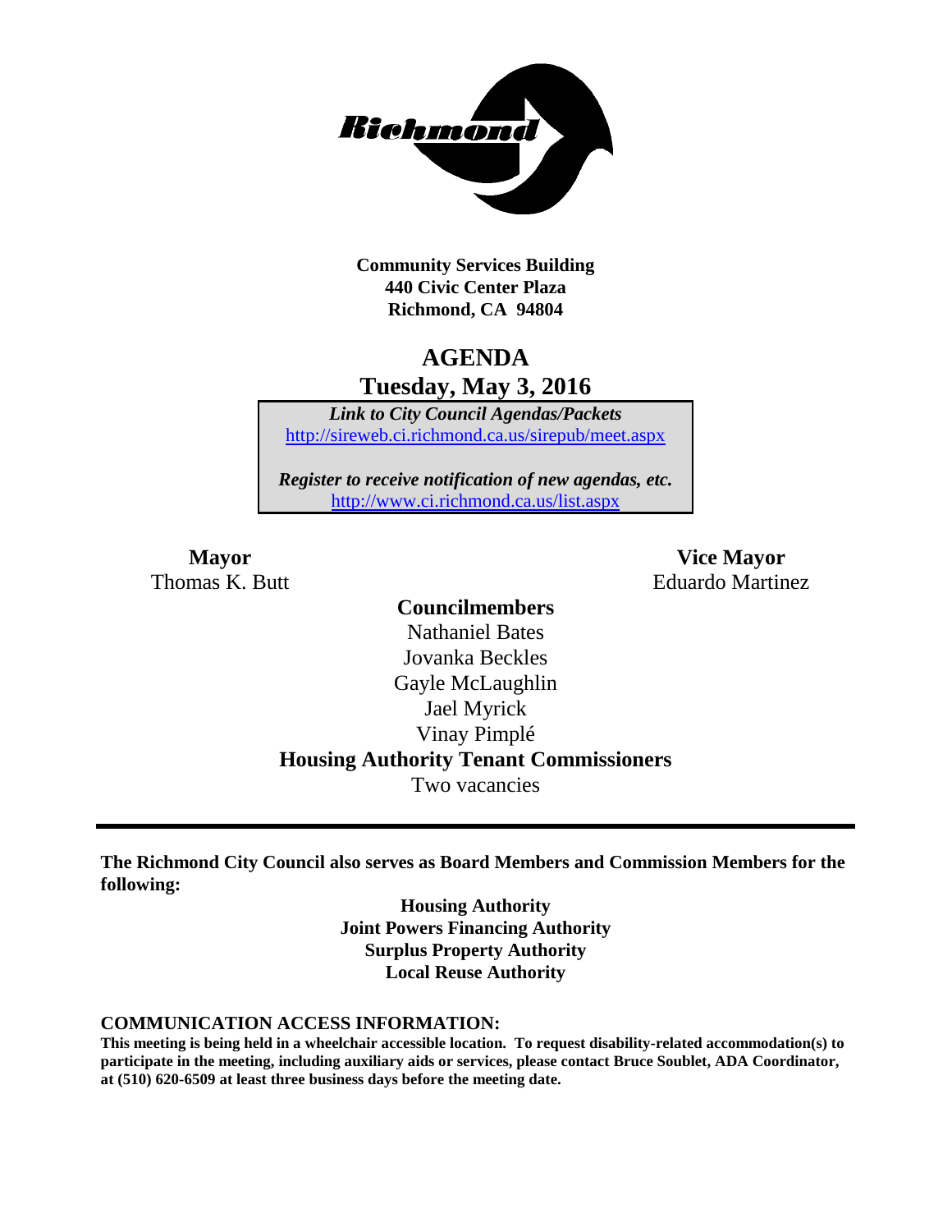Richmond

**Community Services Building**
**440 Civic Center Plaza**
**Richmond, CA 94804**

# AGENDA
## Tuesday, May 3, 2016

***Link to City Council Agendas/Packets***
http://sireweb.ci.richmond.ca.us/sirepub/meet.aspx

***Register to receive notification of new agendas, etc.***
http://www.ci.richmond.ca.us/list.aspx

**Mayor**
Thomas K. Butt

**Vice Mayor**
Eduardo Martinez

**Councilmembers**
Nathaniel Bates
Jovanka Beckles
Gayle McLaughlin
Jael Myrick
Vinay Pimplé

**Housing Authority Tenant Commissioners**
Two vacancies

---

**The Richmond City Council also serves as Board Members and Commission Members for the following:**

**Housing Authority**
**Joint Powers Financing Authority**
**Surplus Property Authority**
**Local Reuse Authority**

**COMMUNICATION ACCESS INFORMATION:**
**This meeting is being held in a wheelchair accessible location. To request disability-related accommodation(s) to participate in the meeting, including auxiliary aids or services, please contact Bruce Soublet, ADA Coordinator, at (510) 620-6509 at least three business days before the meeting date.**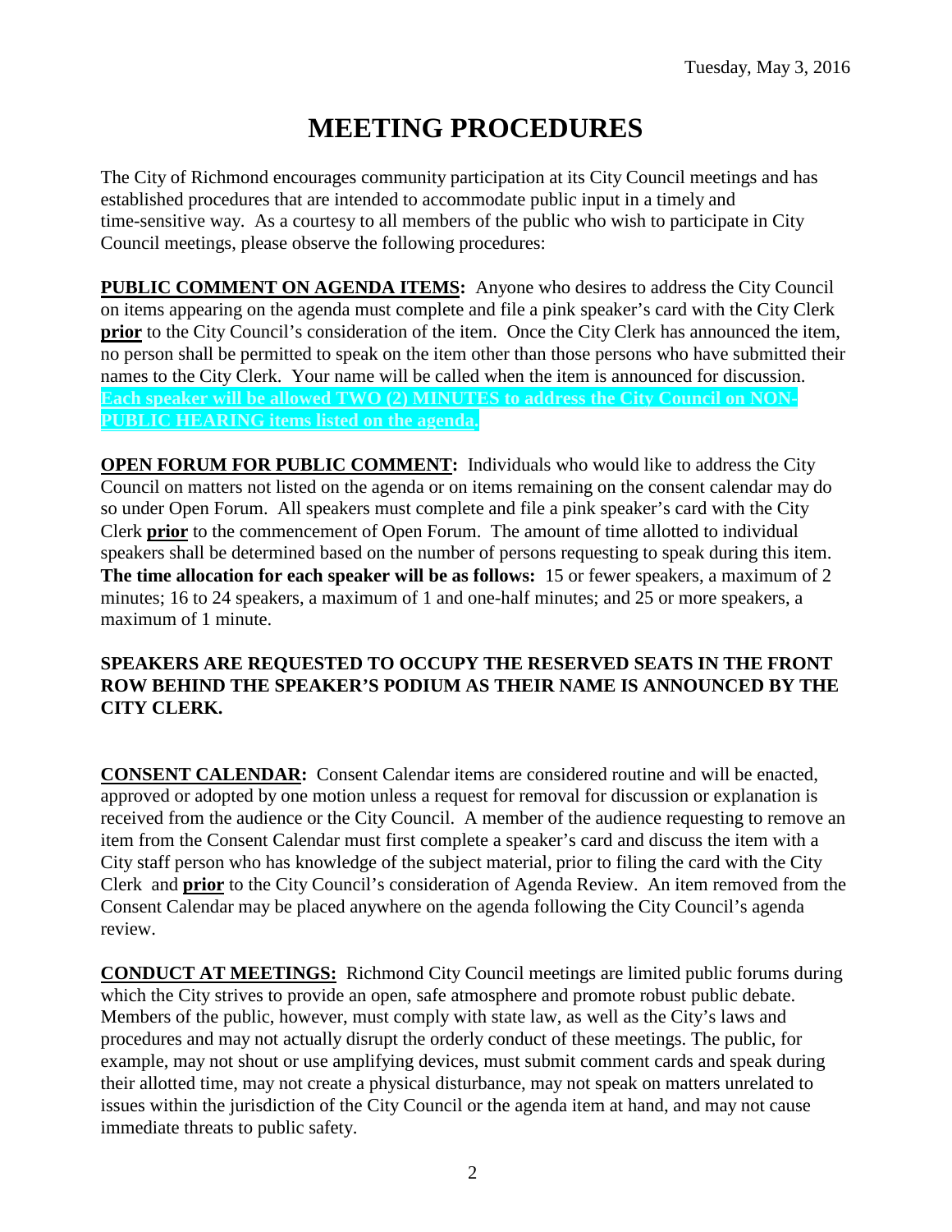Tuesday, May 3, 2016

# MEETING PROCEDURES

The City of Richmond encourages community participation at its City Council meetings and has established procedures that are intended to accommodate public input in a timely and time-sensitive way. As a courtesy to all members of the public who wish to participate in City Council meetings, please observe the following procedures:

**PUBLIC COMMENT ON AGENDA ITEMS:** Anyone who desires to address the City Council on items appearing on the agenda must complete and file a pink speaker's card with the City Clerk **prior** to the City Council's consideration of the item. Once the City Clerk has announced the item, no person shall be permitted to speak on the item other than those persons who have submitted their names to the City Clerk. Your name will be called when the item is announced for discussion. **Each speaker will be allowed TWO (2) MINUTES to address the City Council on NON-PUBLIC HEARING items listed on the agenda.**

**OPEN FORUM FOR PUBLIC COMMENT:** Individuals who would like to address the City Council on matters not listed on the agenda or on items remaining on the consent calendar may do so under Open Forum. All speakers must complete and file a pink speaker's card with the City Clerk **prior** to the commencement of Open Forum. The amount of time allotted to individual speakers shall be determined based on the number of persons requesting to speak during this item. **The time allocation for each speaker will be as follows:** 15 or fewer speakers, a maximum of 2 minutes; 16 to 24 speakers, a maximum of 1 and one-half minutes; and 25 or more speakers, a maximum of 1 minute.

**SPEAKERS ARE REQUESTED TO OCCUPY THE RESERVED SEATS IN THE FRONT ROW BEHIND THE SPEAKER'S PODIUM AS THEIR NAME IS ANNOUNCED BY THE CITY CLERK.**

**CONSENT CALENDAR:** Consent Calendar items are considered routine and will be enacted, approved or adopted by one motion unless a request for removal for discussion or explanation is received from the audience or the City Council. A member of the audience requesting to remove an item from the Consent Calendar must first complete a speaker's card and discuss the item with a City staff person who has knowledge of the subject material, prior to filing the card with the City Clerk and **prior** to the City Council's consideration of Agenda Review. An item removed from the Consent Calendar may be placed anywhere on the agenda following the City Council's agenda review.

**CONDUCT AT MEETINGS:** Richmond City Council meetings are limited public forums during which the City strives to provide an open, safe atmosphere and promote robust public debate. Members of the public, however, must comply with state law, as well as the City's laws and procedures and may not actually disrupt the orderly conduct of these meetings. The public, for example, may not shout or use amplifying devices, must submit comment cards and speak during their allotted time, may not create a physical disturbance, may not speak on matters unrelated to issues within the jurisdiction of the City Council or the agenda item at hand, and may not cause immediate threats to public safety.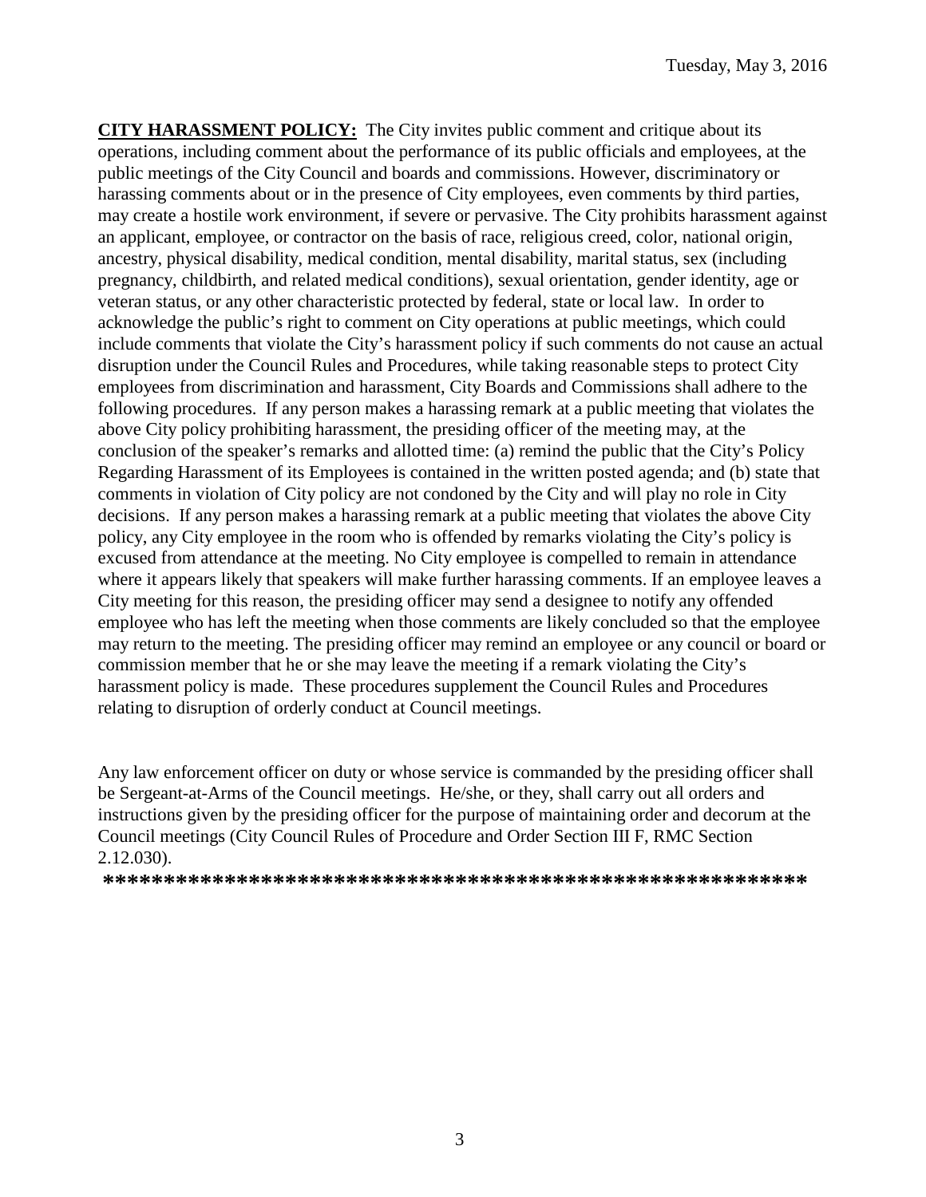**CITY HARASSMENT POLICY:** The City invites public comment and critique about its operations, including comment about the performance of its public officials and employees, at the public meetings of the City Council and boards and commissions. However, discriminatory or harassing comments about or in the presence of City employees, even comments by third parties, may create a hostile work environment, if severe or pervasive. The City prohibits harassment against an applicant, employee, or contractor on the basis of race, religious creed, color, national origin, ancestry, physical disability, medical condition, mental disability, marital status, sex (including pregnancy, childbirth, and related medical conditions), sexual orientation, gender identity, age or veteran status, or any other characteristic protected by federal, state or local law. In order to acknowledge the public's right to comment on City operations at public meetings, which could include comments that violate the City's harassment policy if such comments do not cause an actual disruption under the Council Rules and Procedures, while taking reasonable steps to protect City employees from discrimination and harassment, City Boards and Commissions shall adhere to the following procedures. If any person makes a harassing remark at a public meeting that violates the above City policy prohibiting harassment, the presiding officer of the meeting may, at the conclusion of the speaker's remarks and allotted time: (a) remind the public that the City's Policy Regarding Harassment of its Employees is contained in the written posted agenda; and (b) state that comments in violation of City policy are not condoned by the City and will play no role in City decisions. If any person makes a harassing remark at a public meeting that violates the above City policy, any City employee in the room who is offended by remarks violating the City's policy is excused from attendance at the meeting. No City employee is compelled to remain in attendance where it appears likely that speakers will make further harassing comments. If an employee leaves a City meeting for this reason, the presiding officer may send a designee to notify any offended employee who has left the meeting when those comments are likely concluded so that the employee may return to the meeting. The presiding officer may remind an employee or any council or board or commission member that he or she may leave the meeting if a remark violating the City's harassment policy is made. These procedures supplement the Council Rules and Procedures relating to disruption of orderly conduct at Council meetings.

Any law enforcement officer on duty or whose service is commanded by the presiding officer shall be Sergeant-at-Arms of the Council meetings. He/she, or they, shall carry out all orders and instructions given by the presiding officer for the purpose of maintaining order and decorum at the Council meetings (City Council Rules of Procedure and Order Section III F, RMC Section 2.12.030).

**\*\*\*\*\*\*\*\*\*\*\*\*\*\*\*\*\*\*\*\*\*\*\*\*\*\*\*\*\*\*\*\*\*\*\*\*\*\*\*\*\*\*\*\*\*\*\*\*\*\*\*\*\*\*\*\*\*\*\*\***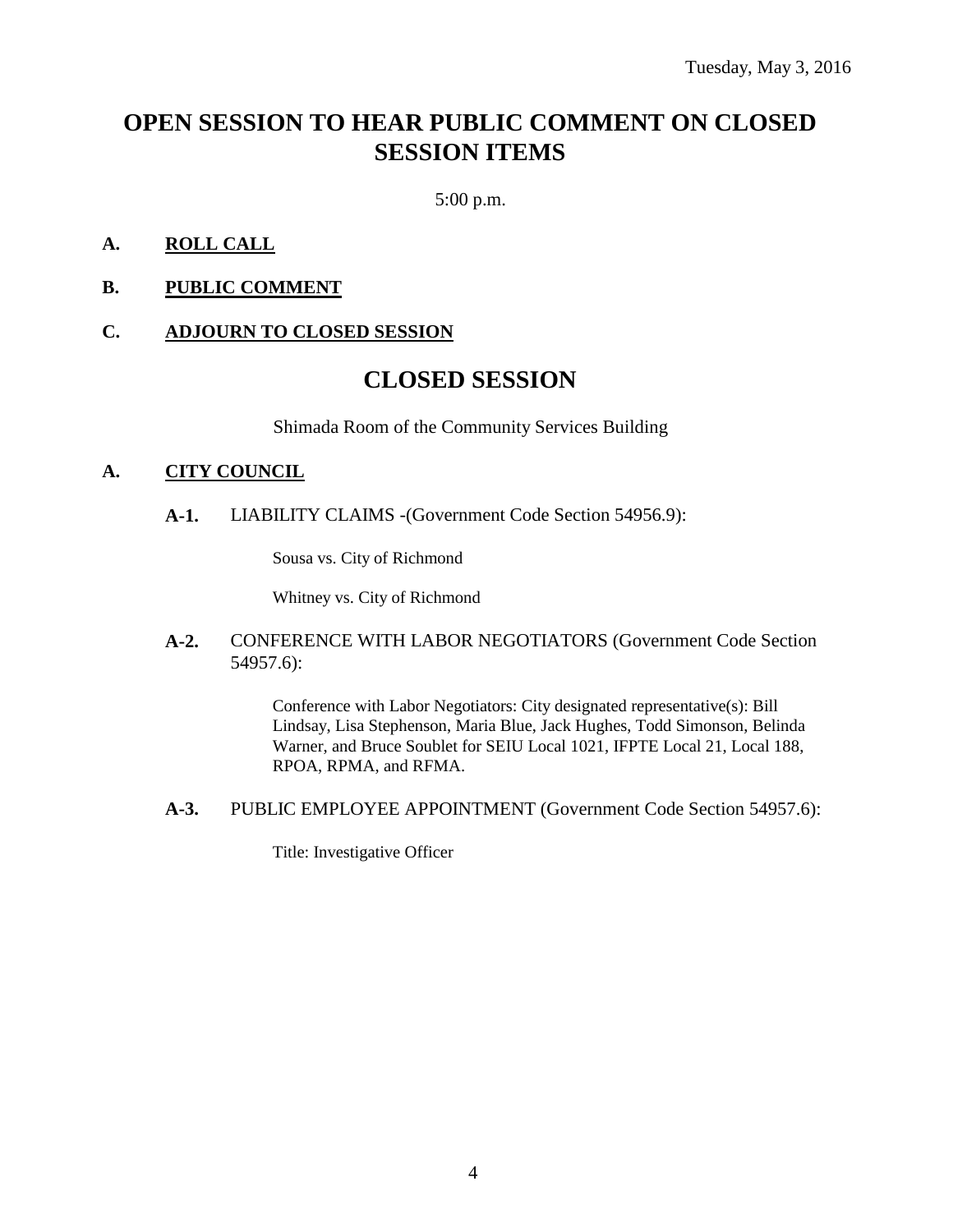Tuesday, May 3, 2016

# OPEN SESSION TO HEAR PUBLIC COMMENT ON CLOSED SESSION ITEMS

5:00 p.m.

**A. ROLL CALL**

**B. PUBLIC COMMENT**

**C. ADJOURN TO CLOSED SESSION**

# CLOSED SESSION

Shimada Room of the Community Services Building

**A. CITY COUNCIL**

**A-1.** LIABILITY CLAIMS -(Government Code Section 54956.9):

Sousa vs. City of Richmond

Whitney vs. City of Richmond

**A-2.** CONFERENCE WITH LABOR NEGOTIATORS (Government Code Section 54957.6):

Conference with Labor Negotiators: City designated representative(s): Bill Lindsay, Lisa Stephenson, Maria Blue, Jack Hughes, Todd Simonson, Belinda Warner, and Bruce Soublet for SEIU Local 1021, IFPTE Local 21, Local 188, RPOA, RPMA, and RFMA.

**A-3.** PUBLIC EMPLOYEE APPOINTMENT (Government Code Section 54957.6):

Title: Investigative Officer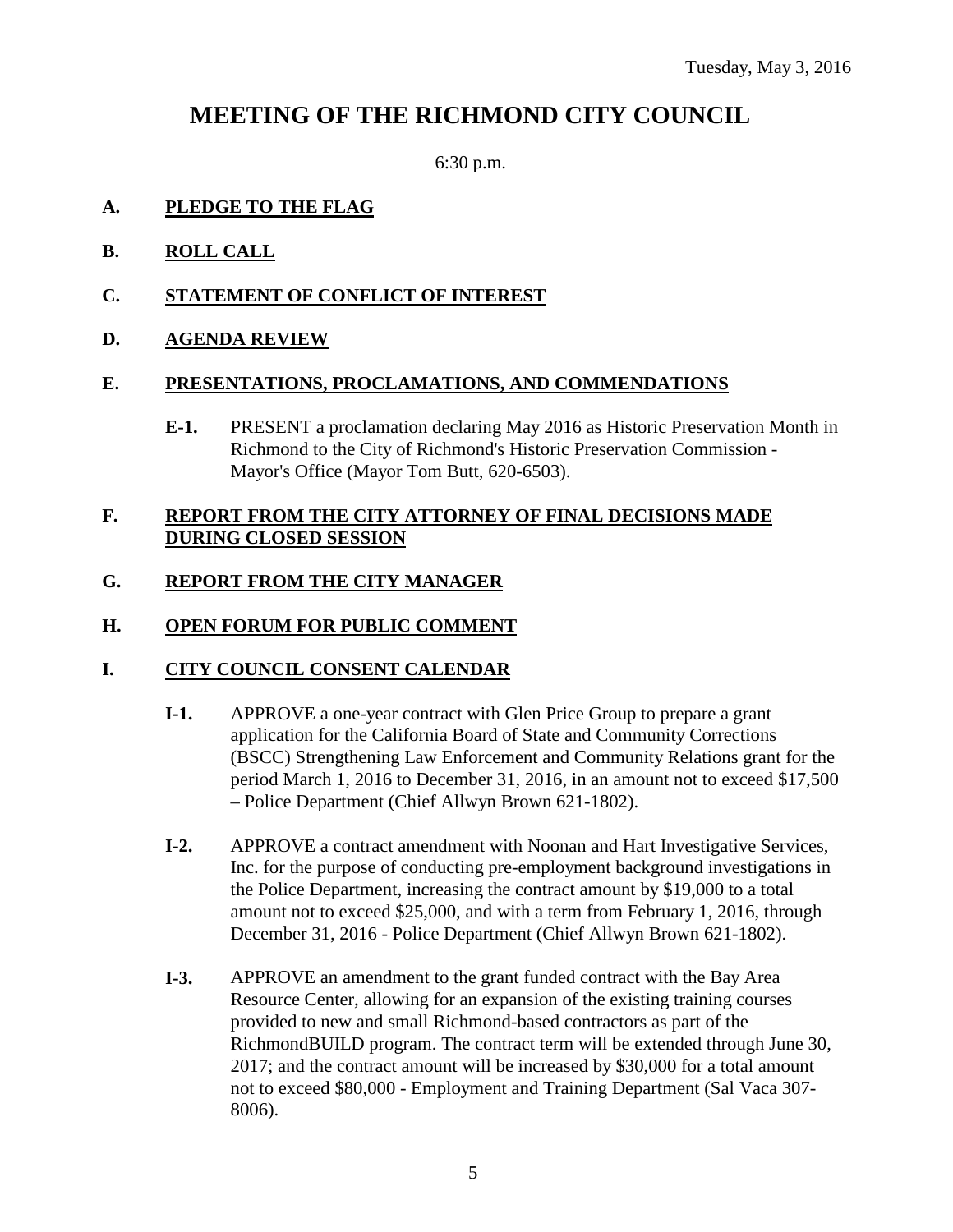Tuesday, May 3, 2016

# MEETING OF THE RICHMOND CITY COUNCIL

6:30 p.m.

**A. PLEDGE TO THE FLAG**

**B. ROLL CALL**

**C. STATEMENT OF CONFLICT OF INTEREST**

**D. AGENDA REVIEW**

**E. PRESENTATIONS, PROCLAMATIONS, AND COMMENDATIONS**

**E-1.** PRESENT a proclamation declaring May 2016 as Historic Preservation Month in Richmond to the City of Richmond's Historic Preservation Commission - Mayor's Office (Mayor Tom Butt, 620-6503).

**F. REPORT FROM THE CITY ATTORNEY OF FINAL DECISIONS MADE DURING CLOSED SESSION**

**G. REPORT FROM THE CITY MANAGER**

**H. OPEN FORUM FOR PUBLIC COMMENT**

**I. CITY COUNCIL CONSENT CALENDAR**

**I-1.** APPROVE a one-year contract with Glen Price Group to prepare a grant application for the California Board of State and Community Corrections (BSCC) Strengthening Law Enforcement and Community Relations grant for the period March 1, 2016 to December 31, 2016, in an amount not to exceed $17,500 – Police Department (Chief Allwyn Brown 621-1802).

**I-2.** APPROVE a contract amendment with Noonan and Hart Investigative Services, Inc. for the purpose of conducting pre-employment background investigations in the Police Department, increasing the contract amount by $19,000 to a total amount not to exceed $25,000, and with a term from February 1, 2016, through December 31, 2016 - Police Department (Chief Allwyn Brown 621-1802).

**I-3.** APPROVE an amendment to the grant funded contract with the Bay Area Resource Center, allowing for an expansion of the existing training courses provided to new and small Richmond-based contractors as part of the RichmondBUILD program. The contract term will be extended through June 30, 2017; and the contract amount will be increased by $30,000 for a total amount not to exceed $80,000 - Employment and Training Department (Sal Vaca 307-8006).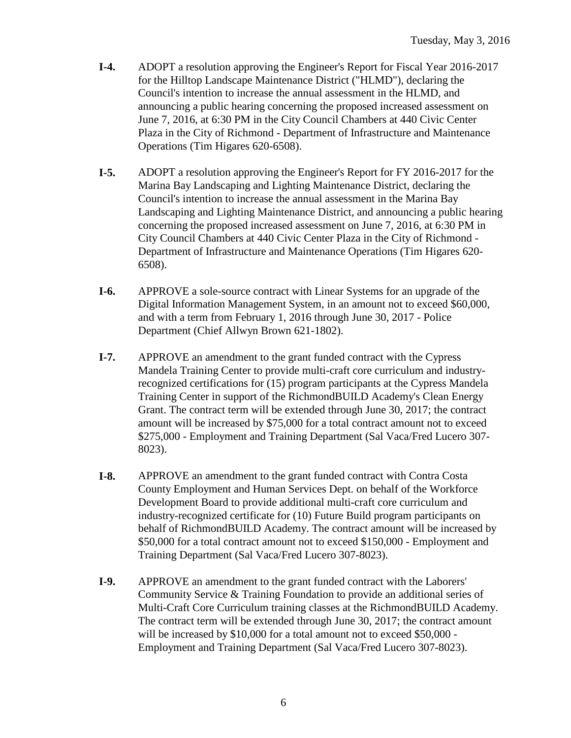**I-4.** ADOPT a resolution approving the Engineer's Report for Fiscal Year 2016-2017 for the Hilltop Landscape Maintenance District ("HLMD"), declaring the Council's intention to increase the annual assessment in the HLMD, and announcing a public hearing concerning the proposed increased assessment on June 7, 2016, at 6:30 PM in the City Council Chambers at 440 Civic Center Plaza in the City of Richmond - Department of Infrastructure and Maintenance Operations (Tim Higares 620-6508).

**I-5.** ADOPT a resolution approving the Engineer's Report for FY 2016-2017 for the Marina Bay Landscaping and Lighting Maintenance District, declaring the Council's intention to increase the annual assessment in the Marina Bay Landscaping and Lighting Maintenance District, and announcing a public hearing concerning the proposed increased assessment on June 7, 2016, at 6:30 PM in City Council Chambers at 440 Civic Center Plaza in the City of Richmond - Department of Infrastructure and Maintenance Operations (Tim Higares 620-6508).

**I-6.** APPROVE a sole-source contract with Linear Systems for an upgrade of the Digital Information Management System, in an amount not to exceed $60,000, and with a term from February 1, 2016 through June 30, 2017 - Police Department (Chief Allwyn Brown 621-1802).

**I-7.** APPROVE an amendment to the grant funded contract with the Cypress Mandela Training Center to provide multi-craft core curriculum and industry-recognized certifications for (15) program participants at the Cypress Mandela Training Center in support of the RichmondBUILD Academy's Clean Energy Grant. The contract term will be extended through June 30, 2017; the contract amount will be increased by $75,000 for a total contract amount not to exceed $275,000 - Employment and Training Department (Sal Vaca/Fred Lucero 307-8023).

**I-8.** APPROVE an amendment to the grant funded contract with Contra Costa County Employment and Human Services Dept. on behalf of the Workforce Development Board to provide additional multi-craft core curriculum and industry-recognized certificate for (10) Future Build program participants on behalf of RichmondBUILD Academy. The contract amount will be increased by $50,000 for a total contract amount not to exceed $150,000 - Employment and Training Department (Sal Vaca/Fred Lucero 307-8023).

**I-9.** APPROVE an amendment to the grant funded contract with the Laborers' Community Service & Training Foundation to provide an additional series of Multi-Craft Core Curriculum training classes at the RichmondBUILD Academy. The contract term will be extended through June 30, 2017; the contract amount will be increased by $10,000 for a total amount not to exceed $50,000 - Employment and Training Department (Sal Vaca/Fred Lucero 307-8023).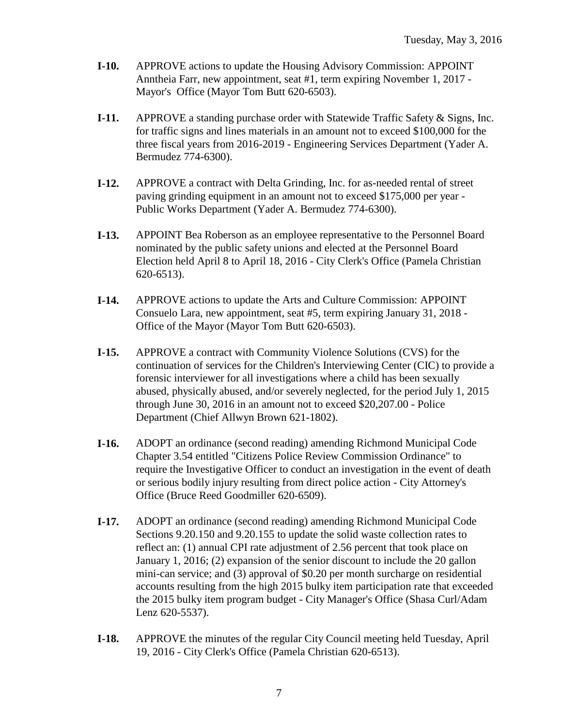**I-10.** APPROVE actions to update the Housing Advisory Commission: APPOINT Anntheia Farr, new appointment, seat #1, term expiring November 1, 2017 - Mayor's Office (Mayor Tom Butt 620-6503).

**I-11.** APPROVE a standing purchase order with Statewide Traffic Safety & Signs, Inc. for traffic signs and lines materials in an amount not to exceed $100,000 for the three fiscal years from 2016-2019 - Engineering Services Department (Yader A. Bermudez 774-6300).

**I-12.** APPROVE a contract with Delta Grinding, Inc. for as-needed rental of street paving grinding equipment in an amount not to exceed $175,000 per year - Public Works Department (Yader A. Bermudez 774-6300).

**I-13.** APPOINT Bea Roberson as an employee representative to the Personnel Board nominated by the public safety unions and elected at the Personnel Board Election held April 8 to April 18, 2016 - City Clerk's Office (Pamela Christian 620-6513).

**I-14.** APPROVE actions to update the Arts and Culture Commission: APPOINT Consuelo Lara, new appointment, seat #5, term expiring January 31, 2018 - Office of the Mayor (Mayor Tom Butt 620-6503).

**I-15.** APPROVE a contract with Community Violence Solutions (CVS) for the continuation of services for the Children's Interviewing Center (CIC) to provide a forensic interviewer for all investigations where a child has been sexually abused, physically abused, and/or severely neglected, for the period July 1, 2015 through June 30, 2016 in an amount not to exceed $20,207.00 - Police Department (Chief Allwyn Brown 621-1802).

**I-16.** ADOPT an ordinance (second reading) amending Richmond Municipal Code Chapter 3.54 entitled "Citizens Police Review Commission Ordinance" to require the Investigative Officer to conduct an investigation in the event of death or serious bodily injury resulting from direct police action - City Attorney's Office (Bruce Reed Goodmiller 620-6509).

**I-17.** ADOPT an ordinance (second reading) amending Richmond Municipal Code Sections 9.20.150 and 9.20.155 to update the solid waste collection rates to reflect an: (1) annual CPI rate adjustment of 2.56 percent that took place on January 1, 2016; (2) expansion of the senior discount to include the 20 gallon mini-can service; and (3) approval of $0.20 per month surcharge on residential accounts resulting from the high 2015 bulky item participation rate that exceeded the 2015 bulky item program budget - City Manager's Office (Shasa Curl/Adam Lenz 620-5537).

**I-18.** APPROVE the minutes of the regular City Council meeting held Tuesday, April 19, 2016 - City Clerk's Office (Pamela Christian 620-6513).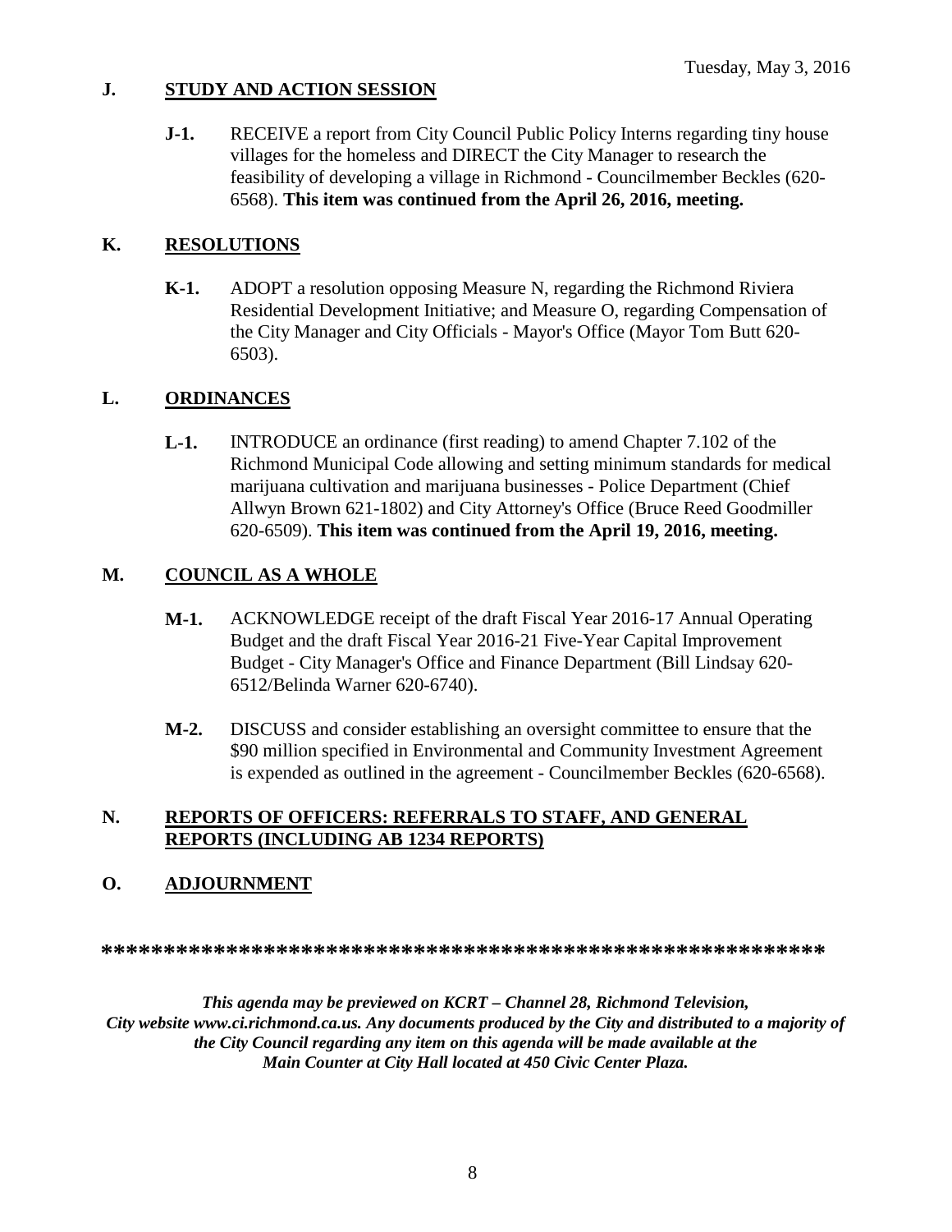## J. STUDY AND ACTION SESSION

**J-1.** RECEIVE a report from City Council Public Policy Interns regarding tiny house villages for the homeless and DIRECT the City Manager to research the feasibility of developing a village in Richmond - Councilmember Beckles (620-6568). **This item was continued from the April 26, 2016, meeting.**

## K. RESOLUTIONS

**K-1.** ADOPT a resolution opposing Measure N, regarding the Richmond Riviera Residential Development Initiative; and Measure O, regarding Compensation of the City Manager and City Officials - Mayor's Office (Mayor Tom Butt 620-6503).

## L. ORDINANCES

**L-1.** INTRODUCE an ordinance (first reading) to amend Chapter 7.102 of the Richmond Municipal Code allowing and setting minimum standards for medical marijuana cultivation and marijuana businesses - Police Department (Chief Allwyn Brown 621-1802) and City Attorney's Office (Bruce Reed Goodmiller 620-6509). **This item was continued from the April 19, 2016, meeting.**

## M. COUNCIL AS A WHOLE

**M-1.** ACKNOWLEDGE receipt of the draft Fiscal Year 2016-17 Annual Operating Budget and the draft Fiscal Year 2016-21 Five-Year Capital Improvement Budget - City Manager's Office and Finance Department (Bill Lindsay 620-6512/Belinda Warner 620-6740).

**M-2.** DISCUSS and consider establishing an oversight committee to ensure that the $90 million specified in Environmental and Community Investment Agreement is expended as outlined in the agreement - Councilmember Beckles (620-6568).

## N. REPORTS OF OFFICERS: REFERRALS TO STAFF, AND GENERAL REPORTS (INCLUDING AB 1234 REPORTS)

## O. ADJOURNMENT

**********************************************************

***This agenda may be previewed on KCRT – Channel 28, Richmond Television, City website www.ci.richmond.ca.us. Any documents produced by the City and distributed to a majority of the City Council regarding any item on this agenda will be made available at the Main Counter at City Hall located at 450 Civic Center Plaza.***